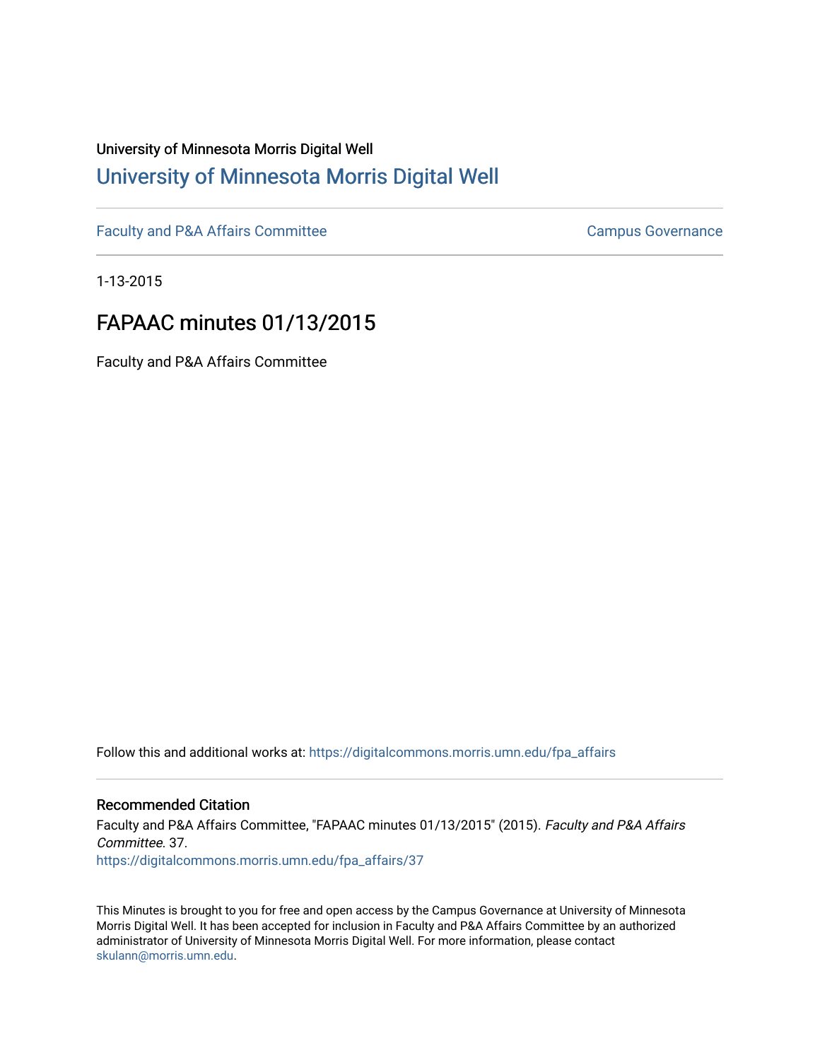University of Minnesota Morris Digital Well

# University of Minnesota Morris Digital Well

Faculty and P&A Affairs Committee | Campus Governance

1-13-2015

## FAPAAC minutes 01/13/2015

Faculty and P&A Affairs Committee

Follow this and additional works at: https://digitalcommons.morris.umn.edu/fpa_affairs

### Recommended Citation

Faculty and P&A Affairs Committee, "FAPAAC minutes 01/13/2015" (2015). *Faculty and P&A Affairs Committee*. 37.
https://digitalcommons.morris.umn.edu/fpa_affairs/37

This Minutes is brought to you for free and open access by the Campus Governance at University of Minnesota Morris Digital Well. It has been accepted for inclusion in Faculty and P&A Affairs Committee by an authorized administrator of University of Minnesota Morris Digital Well. For more information, please contact skulann@morris.umn.edu.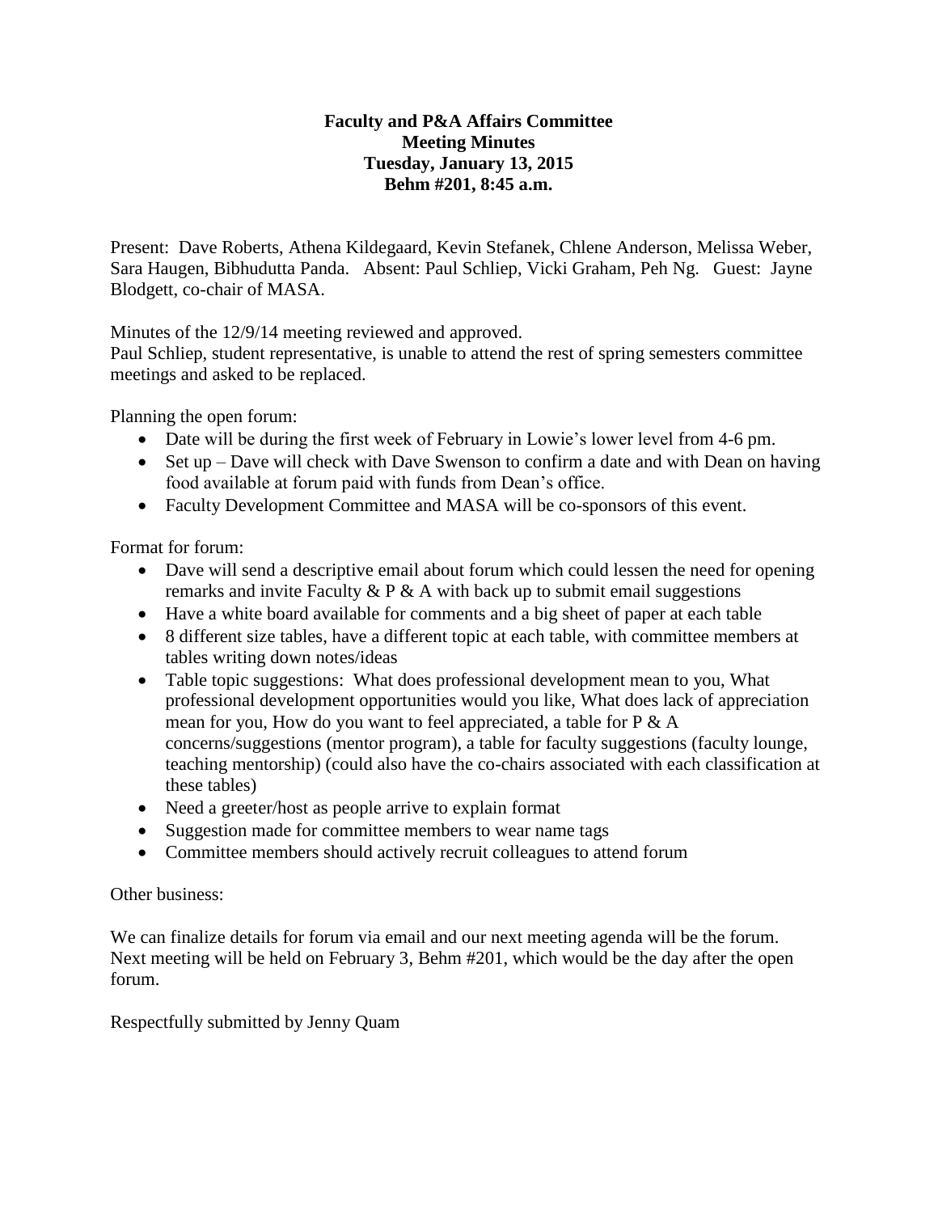**Faculty and P&A Affairs Committee**
**Meeting Minutes**
**Tuesday, January 13, 2015**
**Behm #201, 8:45 a.m.**

Present: Dave Roberts, Athena Kildegaard, Kevin Stefanek, Chlene Anderson, Melissa Weber, Sara Haugen, Bibhudutta Panda. Absent: Paul Schliep, Vicki Graham, Peh Ng. Guest: Jayne Blodgett, co-chair of MASA.

Minutes of the 12/9/14 meeting reviewed and approved.
Paul Schliep, student representative, is unable to attend the rest of spring semesters committee meetings and asked to be replaced.

Planning the open forum:

- Date will be during the first week of February in Lowie's lower level from 4-6 pm.
- Set up – Dave will check with Dave Swenson to confirm a date and with Dean on having food available at forum paid with funds from Dean's office.
- Faculty Development Committee and MASA will be co-sponsors of this event.

Format for forum:

- Dave will send a descriptive email about forum which could lessen the need for opening remarks and invite Faculty & P & A with back up to submit email suggestions
- Have a white board available for comments and a big sheet of paper at each table
- 8 different size tables, have a different topic at each table, with committee members at tables writing down notes/ideas
- Table topic suggestions: What does professional development mean to you, What professional development opportunities would you like, What does lack of appreciation mean for you, How do you want to feel appreciated, a table for P & A concerns/suggestions (mentor program), a table for faculty suggestions (faculty lounge, teaching mentorship) (could also have the co-chairs associated with each classification at these tables)
- Need a greeter/host as people arrive to explain format
- Suggestion made for committee members to wear name tags
- Committee members should actively recruit colleagues to attend forum

Other business:

We can finalize details for forum via email and our next meeting agenda will be the forum. Next meeting will be held on February 3, Behm #201, which would be the day after the open forum.

Respectfully submitted by Jenny Quam